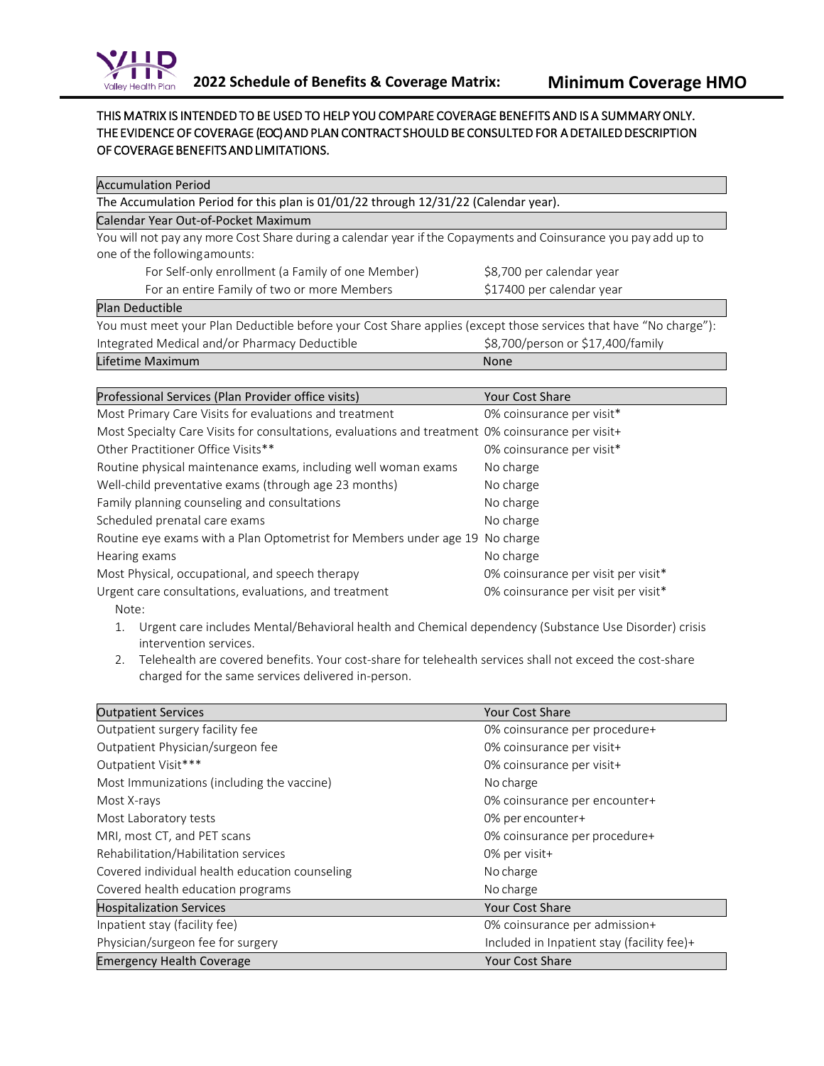# 2022 Schedule of Benefits & Coverage Matrix: Minimum Coverage HMO

**THIS MATRIX IS INTENDED TO BE USED TO HELP YOU COMPARE COVERAGE BENEFITS AND IS A SUMMARY ONLY. THE EVIDENCE OF COVERAGE (EOC) AND PLAN CONTRACT SHOULD BE CONSULTED FOR A DETAILED DESCRIPTION OF COVERAGE BENEFITS AND LIMITATIONS.**

| Accumulation Period | |
|---|---|
| The Accumulation Period for this plan is 01/01/22 through 12/31/22 (Calendar year). | |
| **Calendar Year Out-of-Pocket Maximum** | |
| You will not pay any more Cost Share during a calendar year if the Copayments and Coinsurance you pay add up to one of the following amounts: | |
| For Self-only enrollment (a Family of one Member) | $8,700 per calendar year |
| For an entire Family of two or more Members | $17400 per calendar year |
| **Plan Deductible** | |
| You must meet your Plan Deductible before your Cost Share applies (except those services that have "No charge"): | |
| Integrated Medical and/or Pharmacy Deductible | $8,700/person or $17,400/family |
| **Lifetime Maximum** | None |

| Professional Services (Plan Provider office visits) | Your Cost Share |
|---|---|
| Most Primary Care Visits for evaluations and treatment | 0% coinsurance per visit* |
| Most Specialty Care Visits for consultations, evaluations and treatment | 0% coinsurance per visit+ |
| Other Practitioner Office Visits** | 0% coinsurance per visit* |
| Routine physical maintenance exams, including well woman exams | No charge |
| Well-child preventative exams (through age 23 months) | No charge |
| Family planning counseling and consultations | No charge |
| Scheduled prenatal care exams | No charge |
| Routine eye exams with a Plan Optometrist for Members under age 19 | No charge |
| Hearing exams | No charge |
| Most Physical, occupational, and speech therapy | 0% coinsurance per visit per visit* |
| Urgent care consultations, evaluations, and treatment | 0% coinsurance per visit per visit* |

Note:

1. Urgent care includes Mental/Behavioral health and Chemical dependency (Substance Use Disorder) crisis intervention services.
2. Telehealth are covered benefits. Your cost-share for telehealth services shall not exceed the cost-share charged for the same services delivered in-person.

| Outpatient Services | Your Cost Share |
|---|---|
| Outpatient surgery facility fee | 0% coinsurance per procedure+ |
| Outpatient Physician/surgeon fee | 0% coinsurance per visit+ |
| Outpatient Visit*** | 0% coinsurance per visit+ |
| Most Immunizations (including the vaccine) | No charge |
| Most X-rays | 0% coinsurance per encounter+ |
| Most Laboratory tests | 0% per encounter+ |
| MRI, most CT, and PET scans | 0% coinsurance per procedure+ |
| Rehabilitation/Habilitation services | 0% per visit+ |
| Covered individual health education counseling | No charge |
| Covered health education programs | No charge |
| **Hospitalization Services** | **Your Cost Share** |
| Inpatient stay (facility fee) | 0% coinsurance per admission+ |
| Physician/surgeon fee for surgery | Included in Inpatient stay (facility fee)+ |
| **Emergency Health Coverage** | **Your Cost Share** |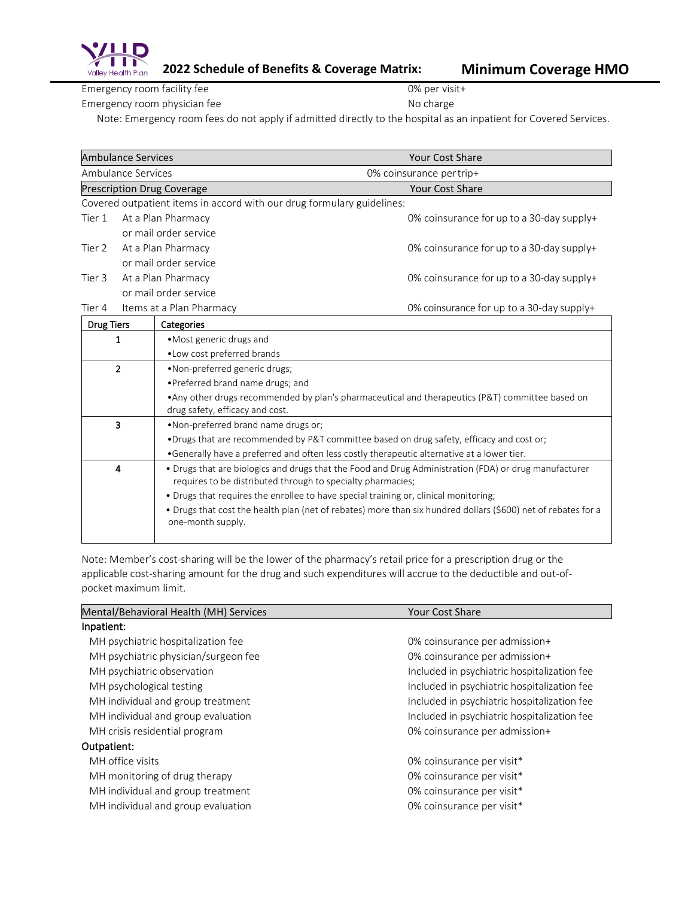| | |
|---|---|
| Emergency room facility fee | 0% per visit+ |
| Emergency room physician fee | No charge |

Note: Emergency room fees do not apply if admitted directly to the hospital as an inpatient for Covered Services.

| Ambulance Services | Your Cost Share |
|---|---|
| Ambulance Services | 0% coinsurance per trip+ |

| Prescription Drug Coverage | | Your Cost Share |
|---|---|---|
| Covered outpatient items in accord with our drug formulary guidelines: | | |
| Tier 1 | At a Plan Pharmacy or mail order service | 0% coinsurance for up to a 30-day supply+ |
| Tier 2 | At a Plan Pharmacy or mail order service | 0% coinsurance for up to a 30-day supply+ |
| Tier 3 | At a Plan Pharmacy or mail order service | 0% coinsurance for up to a 30-day supply+ |
| Tier 4 | Items at a Plan Pharmacy | 0% coinsurance for up to a 30-day supply+ |

| Drug Tiers | Categories |
|---|---|
| 1 | •Most generic drugs and<br>•Low cost preferred brands |
| 2 | •Non-preferred generic drugs;<br>•Preferred brand name drugs; and<br>•Any other drugs recommended by plan's pharmaceutical and therapeutics (P&T) committee based on drug safety, efficacy and cost. |
| 3 | •Non-preferred brand name drugs or;<br>•Drugs that are recommended by P&T committee based on drug safety, efficacy and cost or;<br>•Generally have a preferred and often less costly therapeutic alternative at a lower tier. |
| 4 | • Drugs that are biologics and drugs that the Food and Drug Administration (FDA) or drug manufacturer requires to be distributed through to specialty pharmacies;<br>• Drugs that requires the enrollee to have special training or, clinical monitoring;<br>• Drugs that cost the health plan (net of rebates) more than six hundred dollars ($600) net of rebates for a one-month supply. |

Note: Member's cost-sharing will be the lower of the pharmacy's retail price for a prescription drug or the applicable cost-sharing amount for the drug and such expenditures will accrue to the deductible and out-of-pocket maximum limit.

| Mental/Behavioral Health (MH) Services | Your Cost Share |
|---|---|
| **Inpatient:** | |
| MH psychiatric hospitalization fee | 0% coinsurance per admission+ |
| MH psychiatric physician/surgeon fee | 0% coinsurance per admission+ |
| MH psychiatric observation | Included in psychiatric hospitalization fee |
| MH psychological testing | Included in psychiatric hospitalization fee |
| MH individual and group treatment | Included in psychiatric hospitalization fee |
| MH individual and group evaluation | Included in psychiatric hospitalization fee |
| MH crisis residential program | 0% coinsurance per admission+ |
| **Outpatient:** | |
| MH office visits | 0% coinsurance per visit* |
| MH monitoring of drug therapy | 0% coinsurance per visit* |
| MH individual and group treatment | 0% coinsurance per visit* |
| MH individual and group evaluation | 0% coinsurance per visit* |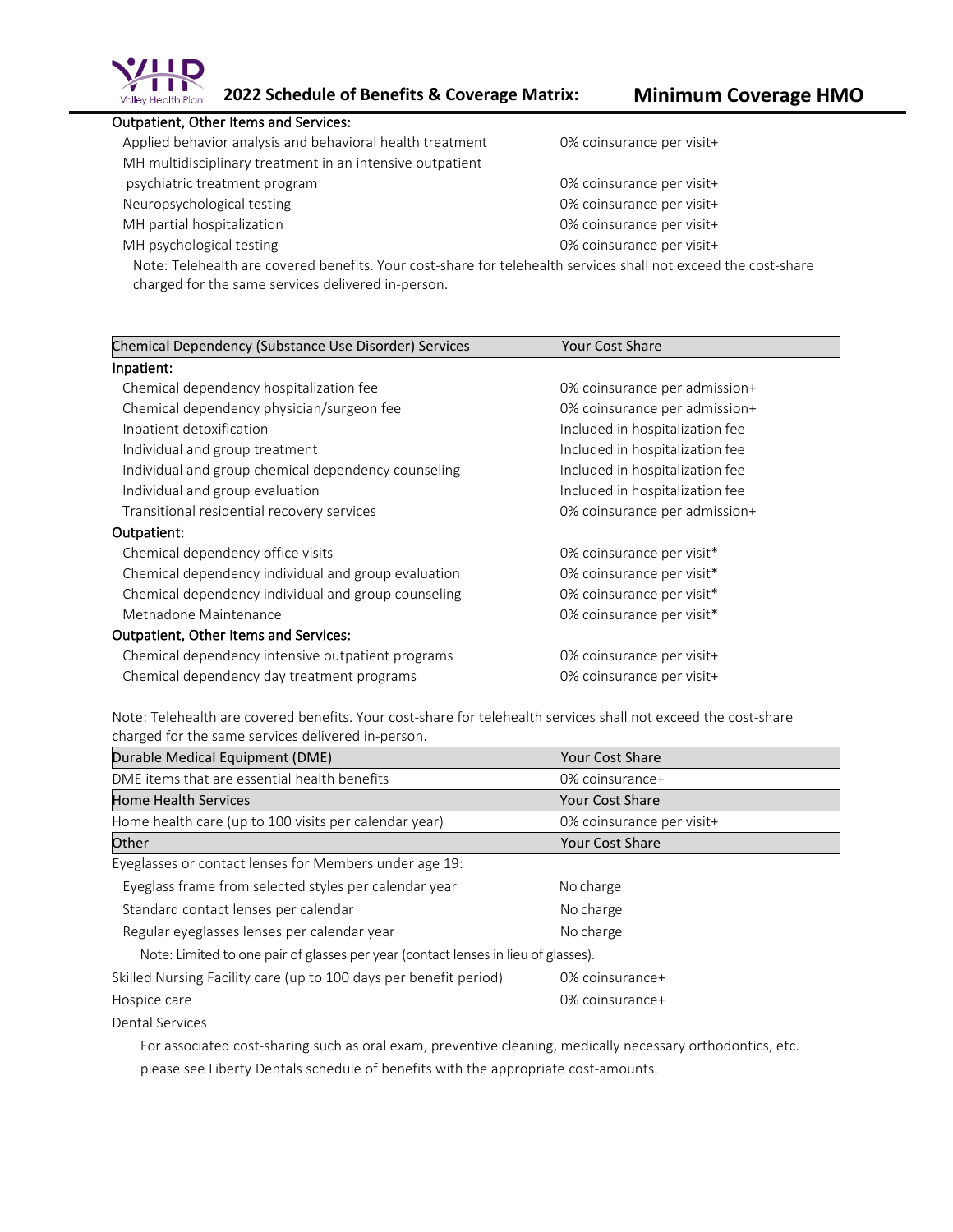## 2022 Schedule of Benefits & Coverage Matrix: Minimum Coverage HMO

| Outpatient, Other Items and Services: | |
|---|---|
| Applied behavior analysis and behavioral health treatment | 0% coinsurance per visit+ |
| MH multidisciplinary treatment in an intensive outpatient psychiatric treatment program | 0% coinsurance per visit+ |
| Neuropsychological testing | 0% coinsurance per visit+ |
| MH partial hospitalization | 0% coinsurance per visit+ |
| MH psychological testing | 0% coinsurance per visit+ |

Note: Telehealth are covered benefits. Your cost-share for telehealth services shall not exceed the cost-share charged for the same services delivered in-person.

| Chemical Dependency (Substance Use Disorder) Services | Your Cost Share |
|---|---|
| **Inpatient:** | |
| Chemical dependency hospitalization fee | 0% coinsurance per admission+ |
| Chemical dependency physician/surgeon fee | 0% coinsurance per admission+ |
| Inpatient detoxification | Included in hospitalization fee |
| Individual and group treatment | Included in hospitalization fee |
| Individual and group chemical dependency counseling | Included in hospitalization fee |
| Individual and group evaluation | Included in hospitalization fee |
| Transitional residential recovery services | 0% coinsurance per admission+ |
| **Outpatient:** | |
| Chemical dependency office visits | 0% coinsurance per visit* |
| Chemical dependency individual and group evaluation | 0% coinsurance per visit* |
| Chemical dependency individual and group counseling | 0% coinsurance per visit* |
| Methadone Maintenance | 0% coinsurance per visit* |
| **Outpatient, Other Items and Services:** | |
| Chemical dependency intensive outpatient programs | 0% coinsurance per visit+ |
| Chemical dependency day treatment programs | 0% coinsurance per visit+ |

Note: Telehealth are covered benefits. Your cost-share for telehealth services shall not exceed the cost-share charged for the same services delivered in-person.

| Durable Medical Equipment (DME) | Your Cost Share |
|---|---|
| DME items that are essential health benefits | 0% coinsurance+ |

| Home Health Services | Your Cost Share |
|---|---|
| Home health care (up to 100 visits per calendar year) | 0% coinsurance per visit+ |

| Other | Your Cost Share |
|---|---|
| Eyeglasses or contact lenses for Members under age 19: | |
| Eyeglass frame from selected styles per calendar year | No charge |
| Standard contact lenses per calendar | No charge |
| Regular eyeglasses lenses per calendar year | No charge |

Note: Limited to one pair of glasses per year (contact lenses in lieu of glasses).

| | |
|---|---|
| Skilled Nursing Facility care (up to 100 days per benefit period) | 0% coinsurance+ |
| Hospice care | 0% coinsurance+ |

Dental Services

For associated cost-sharing such as oral exam, preventive cleaning, medically necessary orthodontics, etc. please see Liberty Dentals schedule of benefits with the appropriate cost-amounts.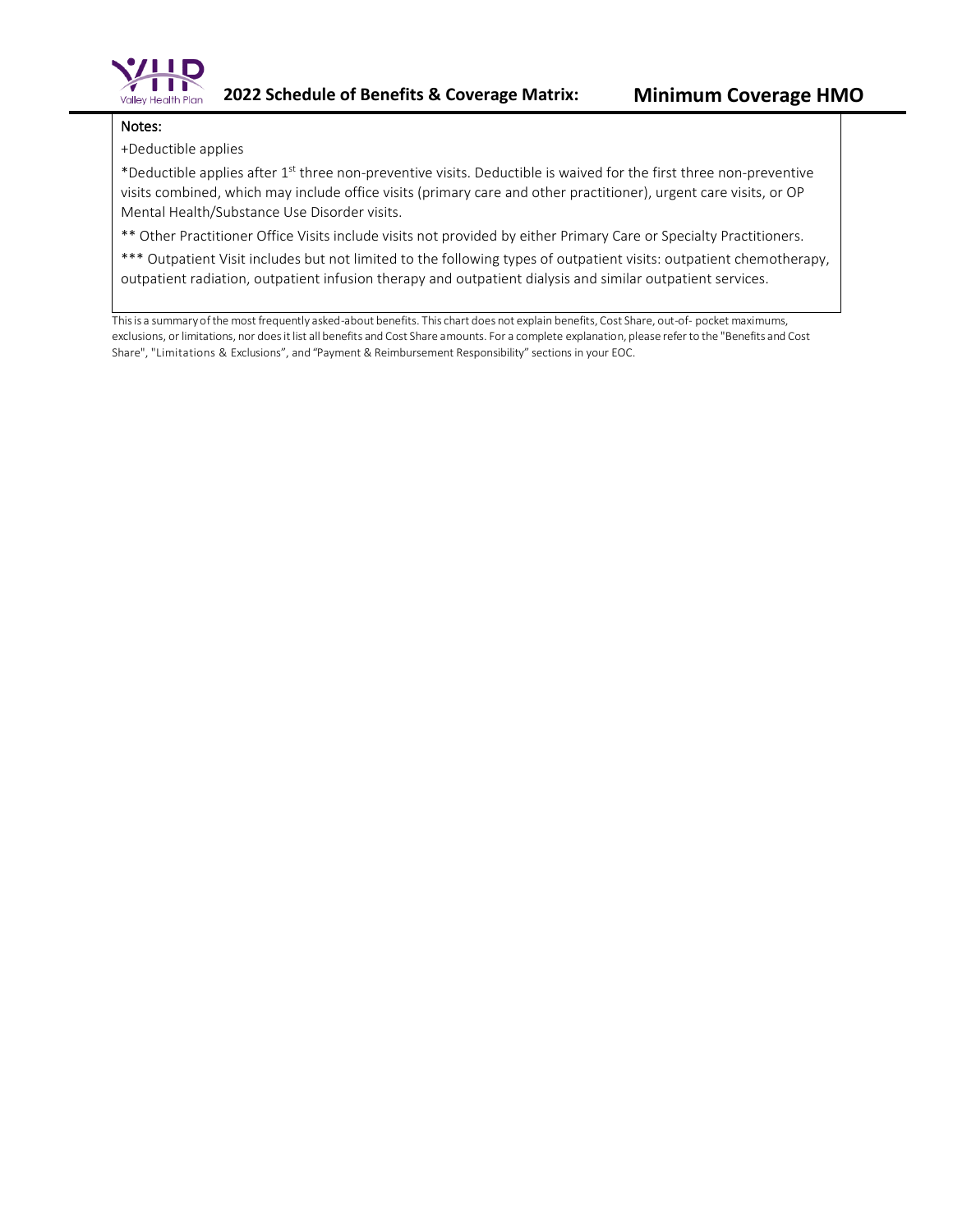Notes:

+Deductible applies

*Deductible applies after 1st three non-preventive visits. Deductible is waived for the first three non-preventive visits combined, which may include office visits (primary care and other practitioner), urgent care visits, or OP Mental Health/Substance Use Disorder visits.

** Other Practitioner Office Visits include visits not provided by either Primary Care or Specialty Practitioners.

*** Outpatient Visit includes but not limited to the following types of outpatient visits: outpatient chemotherapy, outpatient radiation, outpatient infusion therapy and outpatient dialysis and similar outpatient services.

This is a summary of the most frequently asked-about benefits. This chart does not explain benefits, Cost Share, out-of- pocket maximums, exclusions, or limitations, nor does it list all benefits and Cost Share amounts. For a complete explanation, please refer to the "Benefits and Cost Share", "Limitations & Exclusions", and "Payment & Reimbursement Responsibility" sections in your EOC.